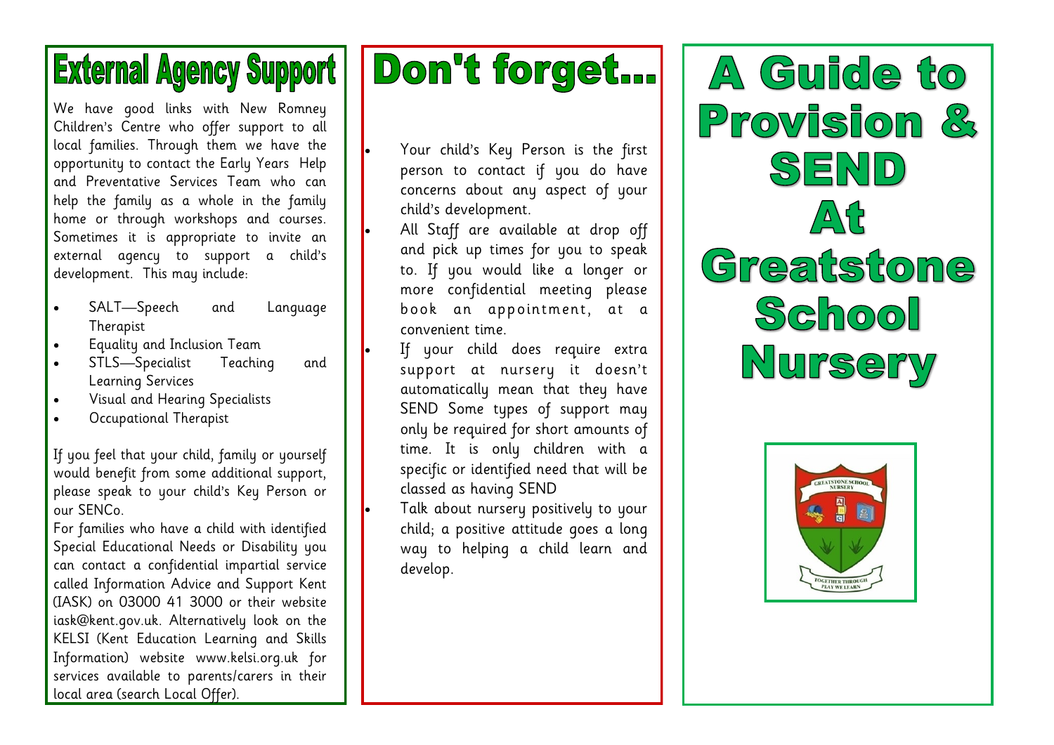# External Agency Support

We have good links with New Romney Children's Centre who offer support to all local families. Through them we have the opportunity to contact the Early Years Help and Preventative Services Team who can help the family as a whole in the family home or through workshops and courses. Sometimes it is appropriate to invite an external agency to support a child's development. This may include:

- SALT—Speech and Language Therapist
- Equality and Inclusion Team
- STLS—Specialist Teaching and Learning Services
- Visual and Hearing Specialists
- Occupational Therapist

If you feel that your child, family or yourself would benefit from some additional support, please speak to your child's Key Person or our SENCo.

For families who have a child with identified Special Educational Needs or Disability you can contact a confidential impartial service called Information Advice and Support Kent (IASK) on 03000 41 3000 or their website iask@kent.gov.uk. Alternatively look on the KELSI (Kent Education Learning and Skills Information) website www.kelsi.org.uk for services available to parents/carers in their local area (search Local Offer).

# Don't forget...

- Your child's Key Person is the first person to contact if you do have concerns about any aspect of your child's development.
- All Staff are available at drop off and pick up times for you to speak to. If you would like a longer or more confidential meeting please book an appointment, at a convenient time.
- If your child does require extra support at nursery it doesn't automatically mean that they have SEND Some types of support may only be required for short amounts of time. It is only children with a specific or identified need that will be classed as having SEND
- Talk about nursery positively to your child; a positive attitude goes a long way to helping a child learn and develop.

# A Guide to Provision & SEND At Greatstone School Nursery

GREATSTONE SCHOOL NURSERY

TOGETHER THROUGH PLAY WE LEARN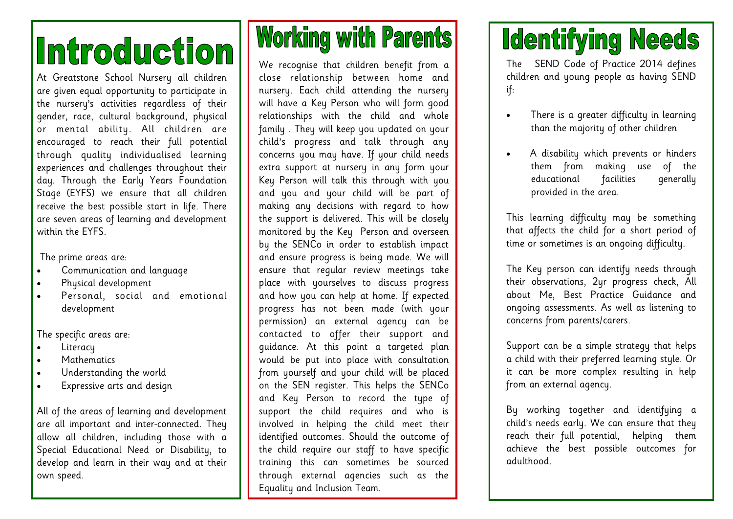# Introduction

At Greatstone School Nursery all children are given equal opportunity to participate in the nursery's activities regardless of their gender, race, cultural background, physical or mental ability. All children are encouraged to reach their full potential through quality individualised learning experiences and challenges throughout their day. Through the Early Years Foundation Stage (EYFS) we ensure that all children receive the best possible start in life. There are seven areas of learning and development within the EYFS.

The prime areas are:

- Communication and language
- Physical development
- Personal, social and emotional development

The specific areas are:

- Literacy
- Mathematics
- Understanding the world
- Expressive arts and design

All of the areas of learning and development are all important and inter-connected. They allow all children, including those with a Special Educational Need or Disability, to develop and learn in their way and at their own speed.

# Working with Parents

We recognise that children benefit from a close relationship between home and nursery. Each child attending the nursery will have a Key Person who will form good relationships with the child and whole family . They will keep you updated on your child's progress and talk through any concerns you may have. If your child needs extra support at nursery in any form your Key Person will talk this through with you and you and your child will be part of making any decisions with regard to how the support is delivered. This will be closely monitored by the Key Person and overseen by the SENCo in order to establish impact and ensure progress is being made. We will ensure that regular review meetings take place with yourselves to discuss progress and how you can help at home. If expected progress has not been made (with your permission) an external agency can be contacted to offer their support and guidance. At this point a targeted plan would be put into place with consultation from yourself and your child will be placed on the SEN register. This helps the SENCo and Key Person to record the type of support the child requires and who is involved in helping the child meet their identified outcomes. Should the outcome of the child require our staff to have specific training this can sometimes be sourced through external agencies such as the Equality and Inclusion Team.

# Identifying Needs

The SEND Code of Practice 2014 defines children and young people as having SEND if:

- There is a greater difficulty in learning than the majority of other children
- A disability which prevents or hinders them from making use of the educational facilities generally provided in the area.

This learning difficulty may be something that affects the child for a short period of time or sometimes is an ongoing difficulty.

The Key person can identify needs through their observations, 2yr progress check, All about Me, Best Practice Guidance and ongoing assessments. As well as listening to concerns from parents/carers.

Support can be a simple strategy that helps a child with their preferred learning style. Or it can be more complex resulting in help from an external agency.

By working together and identifying a child's needs early. We can ensure that they reach their full potential, helping them achieve the best possible outcomes for adulthood.